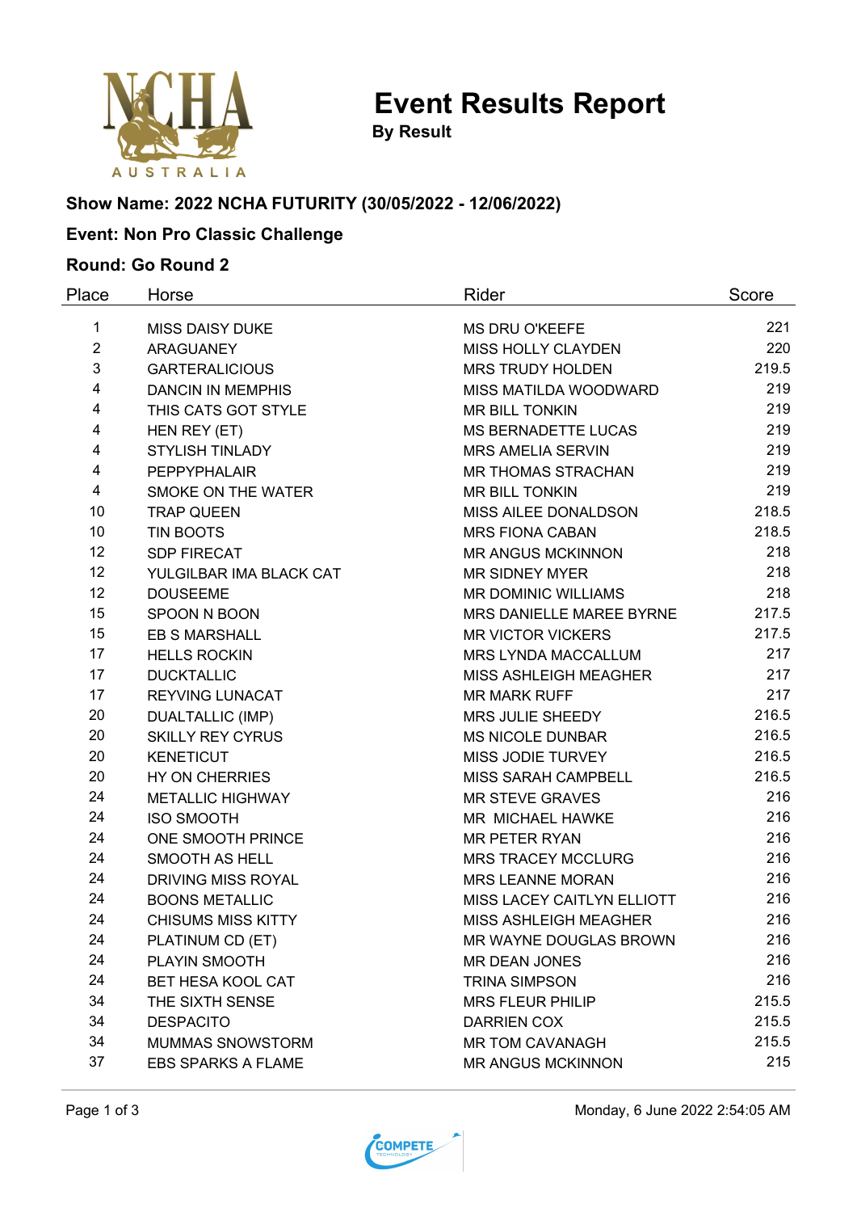# Event Results Report

**By Result**

### Show Name: 2022 NCHA FUTURITY (30/05/2022 - 12/06/2022)

### Event: Non Pro Classic Challenge

### Round: Go Round 2

| Place | Horse | Rider | Score |
|---|---|---|---|
| 1 | MISS DAISY DUKE | MS DRU O'KEEFE | 221 |
| 2 | ARAGUANEY | MISS HOLLY CLAYDEN | 220 |
| 3 | GARTERALICIOUS | MRS TRUDY HOLDEN | 219.5 |
| 4 | DANCIN IN MEMPHIS | MISS MATILDA WOODWARD | 219 |
| 4 | THIS CATS GOT STYLE | MR BILL TONKIN | 219 |
| 4 | HEN REY (ET) | MS BERNADETTE LUCAS | 219 |
| 4 | STYLISH TINLADY | MRS AMELIA SERVIN | 219 |
| 4 | PEPPYPHALAIR | MR THOMAS STRACHAN | 219 |
| 4 | SMOKE ON THE WATER | MR BILL TONKIN | 219 |
| 10 | TRAP QUEEN | MISS AILEE DONALDSON | 218.5 |
| 10 | TIN BOOTS | MRS FIONA CABAN | 218.5 |
| 12 | SDP FIRECAT | MR ANGUS MCKINNON | 218 |
| 12 | YULGILBAR IMA BLACK CAT | MR SIDNEY MYER | 218 |
| 12 | DOUSEEME | MR DOMINIC WILLIAMS | 218 |
| 15 | SPOON N BOON | MRS DANIELLE MAREE BYRNE | 217.5 |
| 15 | EB S MARSHALL | MR VICTOR VICKERS | 217.5 |
| 17 | HELLS ROCKIN | MRS LYNDA MACCALLUM | 217 |
| 17 | DUCKTALLIC | MISS ASHLEIGH MEAGHER | 217 |
| 17 | REYVING LUNACAT | MR MARK RUFF | 217 |
| 20 | DUALTALLIC (IMP) | MRS JULIE SHEEDY | 216.5 |
| 20 | SKILLY REY CYRUS | MS NICOLE DUNBAR | 216.5 |
| 20 | KENETICUT | MISS JODIE TURVEY | 216.5 |
| 20 | HY ON CHERRIES | MISS SARAH CAMPBELL | 216.5 |
| 24 | METALLIC HIGHWAY | MR STEVE GRAVES | 216 |
| 24 | ISO SMOOTH | MR  MICHAEL HAWKE | 216 |
| 24 | ONE SMOOTH PRINCE | MR PETER RYAN | 216 |
| 24 | SMOOTH AS HELL | MRS TRACEY MCCLURG | 216 |
| 24 | DRIVING MISS ROYAL | MRS LEANNE MORAN | 216 |
| 24 | BOONS METALLIC | MISS LACEY CAITLYN ELLIOTT | 216 |
| 24 | CHISUMS MISS KITTY | MISS ASHLEIGH MEAGHER | 216 |
| 24 | PLATINUM CD (ET) | MR WAYNE DOUGLAS BROWN | 216 |
| 24 | PLAYIN SMOOTH | MR DEAN JONES | 216 |
| 24 | BET HESA KOOL CAT | TRINA SIMPSON | 216 |
| 34 | THE SIXTH SENSE | MRS FLEUR PHILIP | 215.5 |
| 34 | DESPACITO | DARRIEN COX | 215.5 |
| 34 | MUMMAS SNOWSTORM | MR TOM CAVANAGH | 215.5 |
| 37 | EBS SPARKS A FLAME | MR ANGUS MCKINNON | 215 |

Monday, 6 June 2022 2:54:05 AM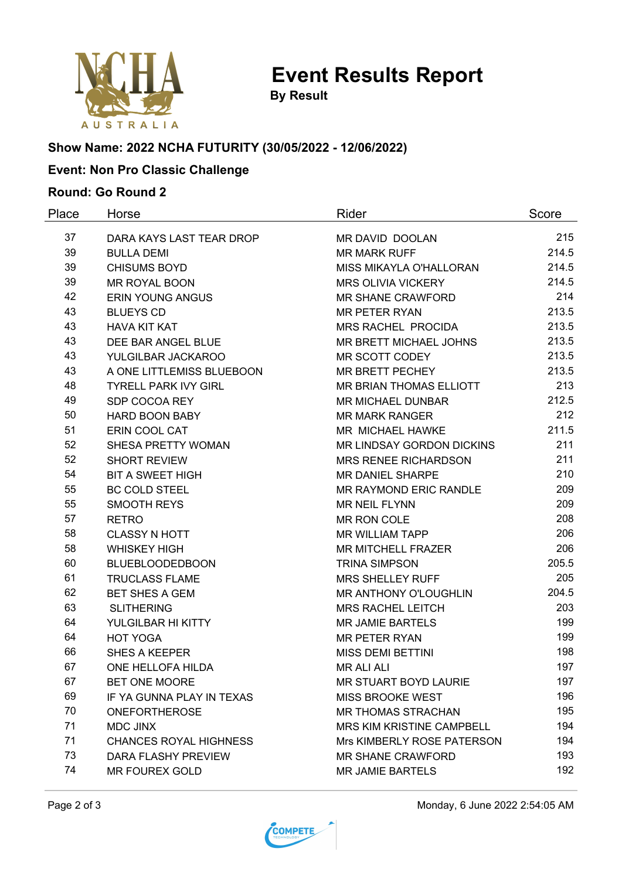# Event Results Report

**By Result**

### Show Name: 2022 NCHA FUTURITY (30/05/2022 - 12/06/2022)

### Event: Non Pro Classic Challenge

### Round: Go Round 2

| Place | Horse | Rider | Score |
|---|---|---|---|
| 37 | DARA KAYS LAST TEAR DROP | MR DAVID DOOLAN | 215 |
| 39 | BULLA DEMI | MR MARK RUFF | 214.5 |
| 39 | CHISUMS BOYD | MISS MIKAYLA O'HALLORAN | 214.5 |
| 39 | MR ROYAL BOON | MRS OLIVIA VICKERY | 214.5 |
| 42 | ERIN YOUNG ANGUS | MR SHANE CRAWFORD | 214 |
| 43 | BLUEYS CD | MR PETER RYAN | 213.5 |
| 43 | HAVA KIT KAT | MRS RACHEL PROCIDA | 213.5 |
| 43 | DEE BAR ANGEL BLUE | MR BRETT MICHAEL JOHNS | 213.5 |
| 43 | YULGILBAR JACKAROO | MR SCOTT CODEY | 213.5 |
| 43 | A ONE LITTLEMISS BLUEBOON | MR BRETT PECHEY | 213.5 |
| 48 | TYRELL PARK IVY GIRL | MR BRIAN THOMAS ELLIOTT | 213 |
| 49 | SDP COCOA REY | MR MICHAEL DUNBAR | 212.5 |
| 50 | HARD BOON BABY | MR MARK RANGER | 212 |
| 51 | ERIN COOL CAT | MR MICHAEL HAWKE | 211.5 |
| 52 | SHESA PRETTY WOMAN | MR LINDSAY GORDON DICKINS | 211 |
| 52 | SHORT REVIEW | MRS RENEE RICHARDSON | 211 |
| 54 | BIT A SWEET HIGH | MR DANIEL SHARPE | 210 |
| 55 | BC COLD STEEL | MR RAYMOND ERIC RANDLE | 209 |
| 55 | SMOOTH REYS | MR NEIL FLYNN | 209 |
| 57 | RETRO | MR RON COLE | 208 |
| 58 | CLASSY N HOTT | MR WILLIAM TAPP | 206 |
| 58 | WHISKEY HIGH | MR MITCHELL FRAZER | 206 |
| 60 | BLUEBLOODEDBOON | TRINA SIMPSON | 205.5 |
| 61 | TRUCLASS FLAME | MRS SHELLEY RUFF | 205 |
| 62 | BET SHES A GEM | MR ANTHONY O'LOUGHLIN | 204.5 |
| 63 | SLITHERING | MRS RACHEL LEITCH | 203 |
| 64 | YULGILBAR HI KITTY | MR JAMIE BARTELS | 199 |
| 64 | HOT YOGA | MR PETER RYAN | 199 |
| 66 | SHES A KEEPER | MISS DEMI BETTINI | 198 |
| 67 | ONE HELLOFA HILDA | MR ALI ALI | 197 |
| 67 | BET ONE MOORE | MR STUART BOYD LAURIE | 197 |
| 69 | IF YA GUNNA PLAY IN TEXAS | MISS BROOKE WEST | 196 |
| 70 | ONEFORTHEROSE | MR THOMAS STRACHAN | 195 |
| 71 | MDC JINX | MRS KIM KRISTINE CAMPBELL | 194 |
| 71 | CHANCES ROYAL HIGHNESS | Mrs KIMBERLY ROSE PATERSON | 194 |
| 73 | DARA FLASHY PREVIEW | MR SHANE CRAWFORD | 193 |
| 74 | MR FOUREX GOLD | MR JAMIE BARTELS | 192 |

Monday, 6 June 2022 2:54:05 AM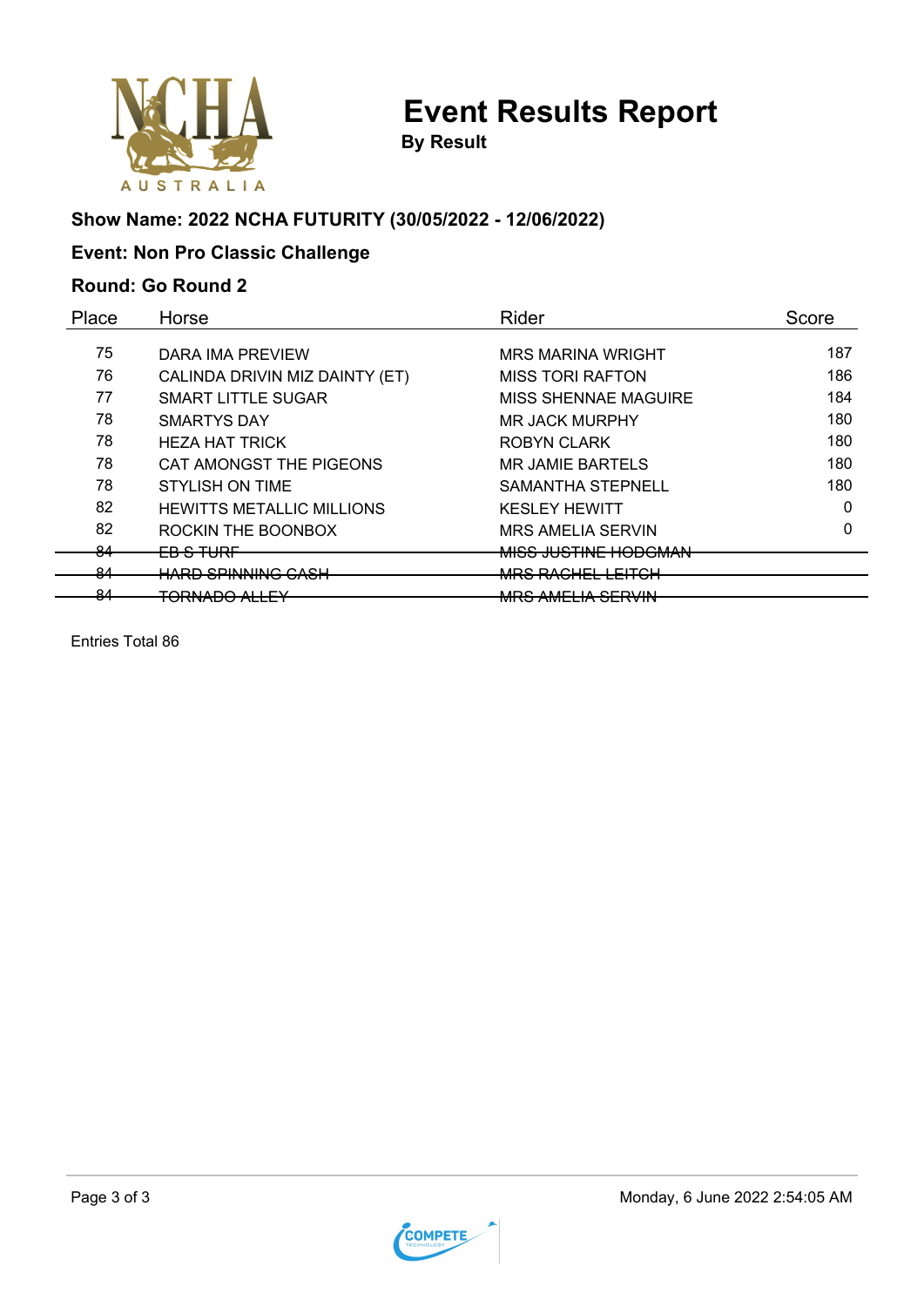# Event Results Report

**By Result**

### Show Name: 2022 NCHA FUTURITY (30/05/2022 - 12/06/2022)

### Event: Non Pro Classic Challenge

### Round: Go Round 2

| Place | Horse | Rider | Score |
|---|---|---|---|
| 75 | DARA IMA PREVIEW | MRS MARINA WRIGHT | 187 |
| 76 | CALINDA DRIVIN MIZ DAINTY (ET) | MISS TORI RAFTON | 186 |
| 77 | SMART LITTLE SUGAR | MISS SHENNAE MAGUIRE | 184 |
| 78 | SMARTYS DAY | MR JACK MURPHY | 180 |
| 78 | HEZA HAT TRICK | ROBYN CLARK | 180 |
| 78 | CAT AMONGST THE PIGEONS | MR JAMIE BARTELS | 180 |
| 78 | STYLISH ON TIME | SAMANTHA STEPNELL | 180 |
| 82 | HEWITTS METALLIC MILLIONS | KESLEY HEWITT | 0 |
| 82 | ROCKIN THE BOONBOX | MRS AMELIA SERVIN | 0 |
| ~~84~~ | ~~EB S TURF~~ | ~~MISS JUSTINE HODGMAN~~ | |
| ~~84~~ | ~~HARD SPINNING CASH~~ | ~~MRS RACHEL LEITCH~~ | |
| ~~84~~ | ~~TORNADO ALLEY~~ | ~~MRS AMELIA SERVIN~~ | |

Entries Total 86

Monday, 6 June 2022 2:54:05 AM